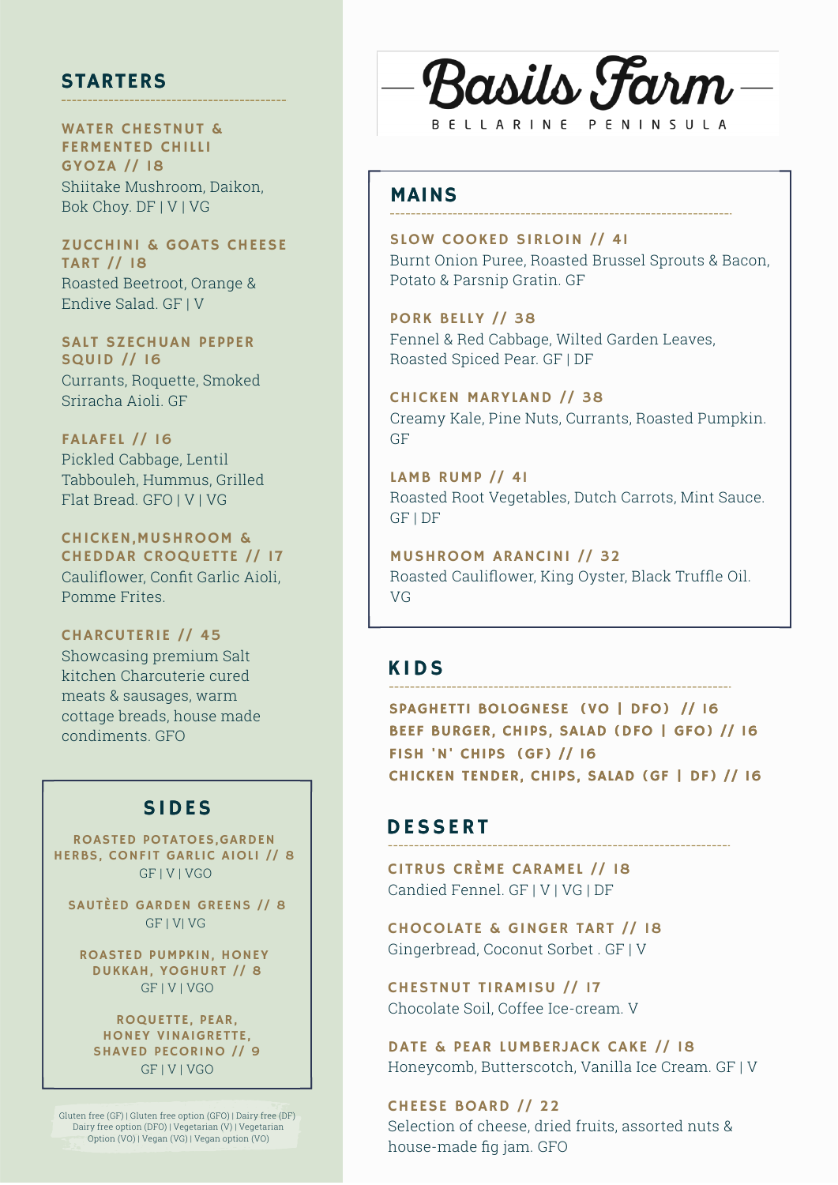# Basils Farm

BELLARINE PENINSULA

## STARTERS

**WATER CHESTNUT & FERMENTED CHILLI GYOZA // 18**
Shiitake Mushroom, Daikon, Bok Choy. DF | V | VG

**ZUCCHINI & GOATS CHEESE TART // 18**
Roasted Beetroot, Orange & Endive Salad. GF | V

**SALT SZECHUAN PEPPER SQUID // 16**
Currants, Roquette, Smoked Sriracha Aioli. GF

**FALAFEL // 16**
Pickled Cabbage, Lentil Tabbouleh, Hummus, Grilled Flat Bread. GFO | V | VG

**CHICKEN,MUSHROOM & CHEDDAR CROQUETTE // 17**
Cauliflower, Confit Garlic Aioli, Pomme Frites.

**CHARCUTERIE // 45**
Showcasing premium Salt kitchen Charcuterie cured meats & sausages, warm cottage breads, house made condiments. GFO

## SIDES

**ROASTED POTATOES,GARDEN HERBS, CONFIT GARLIC AIOLI // 8**
GF | V | VGO

**SAUTÈED GARDEN GREENS // 8**
GF | V| VG

**ROASTED PUMPKIN, HONEY DUKKAH, YOGHURT // 8**
GF | V | VGO

**ROQUETTE, PEAR, HONEY VINAIGRETTE, SHAVED PECORINO // 9**
GF | V | VGO

Gluten free (GF) | Gluten free option (GFO) | Dairy free (DF) Dairy free option (DFO) | Vegetarian (V) | Vegetarian Option (VO) | Vegan (VG) | Vegan option (VO)

## MAINS

**SLOW COOKED SIRLOIN // 41**
Burnt Onion Puree, Roasted Brussel Sprouts & Bacon, Potato & Parsnip Gratin. GF

**PORK BELLY // 38**
Fennel & Red Cabbage, Wilted Garden Leaves, Roasted Spiced Pear. GF | DF

**CHICKEN MARYLAND // 38**
Creamy Kale, Pine Nuts, Currants, Roasted Pumpkin. GF

**LAMB RUMP // 41**
Roasted Root Vegetables, Dutch Carrots, Mint Sauce. GF | DF

**MUSHROOM ARANCINI // 32**
Roasted Cauliflower, King Oyster, Black Truffle Oil. VG

## KIDS

**SPAGHETTI BOLOGNESE (VO | DFO) // 16**
**BEEF BURGER, CHIPS, SALAD (DFO | GFO) // 16**
**FISH 'N' CHIPS (GF) // 16**
**CHICKEN TENDER, CHIPS, SALAD (GF | DF) // 16**

## DESSERT

**CITRUS CRÈME CARAMEL // 18**
Candied Fennel. GF | V | VG | DF

**CHOCOLATE & GINGER TART // 18**
Gingerbread, Coconut Sorbet . GF | V

**CHESTNUT TIRAMISU // 17**
Chocolate Soil, Coffee Ice-cream. V

**DATE & PEAR LUMBERJACK CAKE // 18**
Honeycomb, Butterscotch, Vanilla Ice Cream. GF | V

**CHEESE BOARD // 22**
Selection of cheese, dried fruits, assorted nuts & house-made fig jam. GFO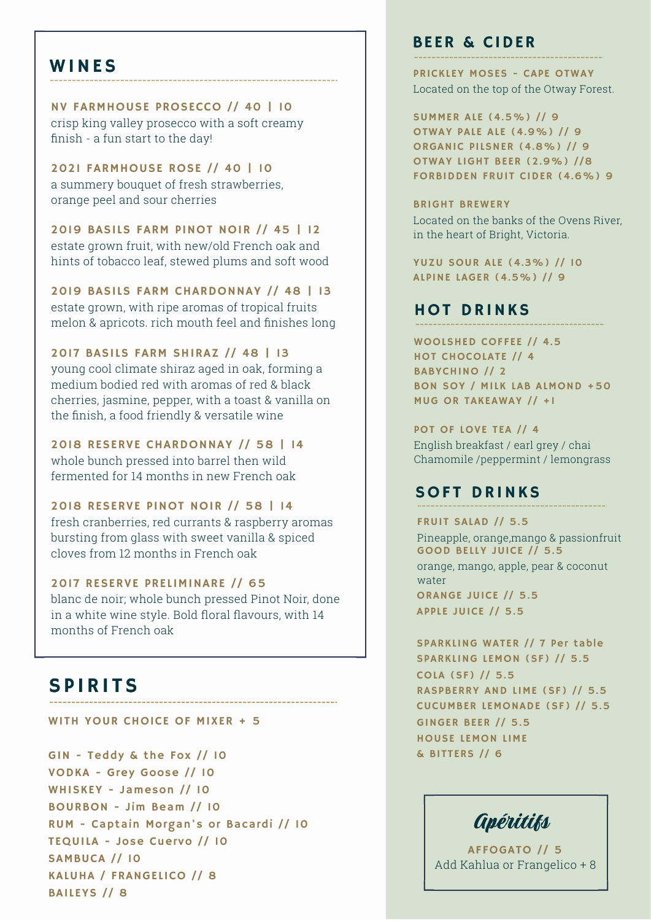## WINES

**NV FARMHOUSE PROSECCO // 40 | 10**
crisp king valley prosecco with a soft creamy finish - a fun start to the day!

**2021 FARMHOUSE ROSE // 40 | 10**
a summery bouquet of fresh strawberries, orange peel and sour cherries

**2019 BASILS FARM PINOT NOIR // 45 | 12**
estate grown fruit, with new/old French oak and hints of tobacco leaf, stewed plums and soft wood

**2019 BASILS FARM CHARDONNAY // 48 | 13**
estate grown, with ripe aromas of tropical fruits melon & apricots. rich mouth feel and finishes long

**2017 BASILS FARM SHIRAZ // 48 | 13**
young cool climate shiraz aged in oak, forming a medium bodied red with aromas of red & black cherries, jasmine, pepper, with a toast & vanilla on the finish, a food friendly & versatile wine

**2018 RESERVE CHARDONNAY // 58 | 14**
whole bunch pressed into barrel then wild fermented for 14 months in new French oak

**2018 RESERVE PINOT NOIR // 58 | 14**
fresh cranberries, red currants & raspberry aromas bursting from glass with sweet vanilla & spiced cloves from 12 months in French oak

**2017 RESERVE PRELIMINARE // 65**
blanc de noir; whole bunch pressed Pinot Noir, done in a white wine style. Bold floral flavours, with 14 months of French oak

## SPIRITS

**WITH YOUR CHOICE OF MIXER + 5**

**GIN - Teddy & the Fox // 10**
**VODKA - Grey Goose // 10**
**WHISKEY - Jameson // 10**
**BOURBON - Jim Beam // 10**
**RUM - Captain Morgan's or Bacardi // 10**
**TEQUILA - Jose Cuervo // 10**
**SAMBUCA // 10**
**KALUHA / FRANGELICO // 8**
**BAILEYS // 8**

## BEER & CIDER

**PRICKLEY MOSES - CAPE OTWAY**
Located on the top of the Otway Forest.

**SUMMER ALE (4.5%) // 9**
**OTWAY PALE ALE (4.9%) // 9**
**ORGANIC PILSNER (4.8%) // 9**
**OTWAY LIGHT BEER (2.9%) //8**
**FORBIDDEN FRUIT CIDER (4.6%) 9**

**BRIGHT BREWERY**
Located on the banks of the Ovens River, in the heart of Bright, Victoria.

**YUZU SOUR ALE (4.3%) // 10**
**ALPINE LAGER (4.5%) // 9**

## HOT DRINKS

**WOOLSHED COFFEE // 4.5**
**HOT CHOCOLATE // 4**
**BABYCHINO // 2**
**BON SOY / MILK LAB ALMOND +50**
**MUG OR TAKEAWAY // +1**

**POT OF LOVE TEA // 4**
English breakfast / earl grey / chai
Chamomile /peppermint / lemongrass

## SOFT DRINKS

**FRUIT SALAD // 5.5**
Pineapple, orange,mango & passionfruit
**GOOD BELLY JUICE // 5.5**
orange, mango, apple, pear & coconut water
**ORANGE JUICE // 5.5**
**APPLE JUICE // 5.5**

**SPARKLING WATER // 7 Per table**
**SPARKLING LEMON (SF) // 5.5**
**COLA (SF) // 5.5**
**RASPBERRY AND LIME (SF) // 5.5**
**CUCUMBER LEMONADE (SF) // 5.5**
**GINGER BEER // 5.5**
**HOUSE LEMON LIME & BITTERS // 6**

## *Apéritifs*

**AFFOGATO // 5**
Add Kahlua or Frangelico + 8